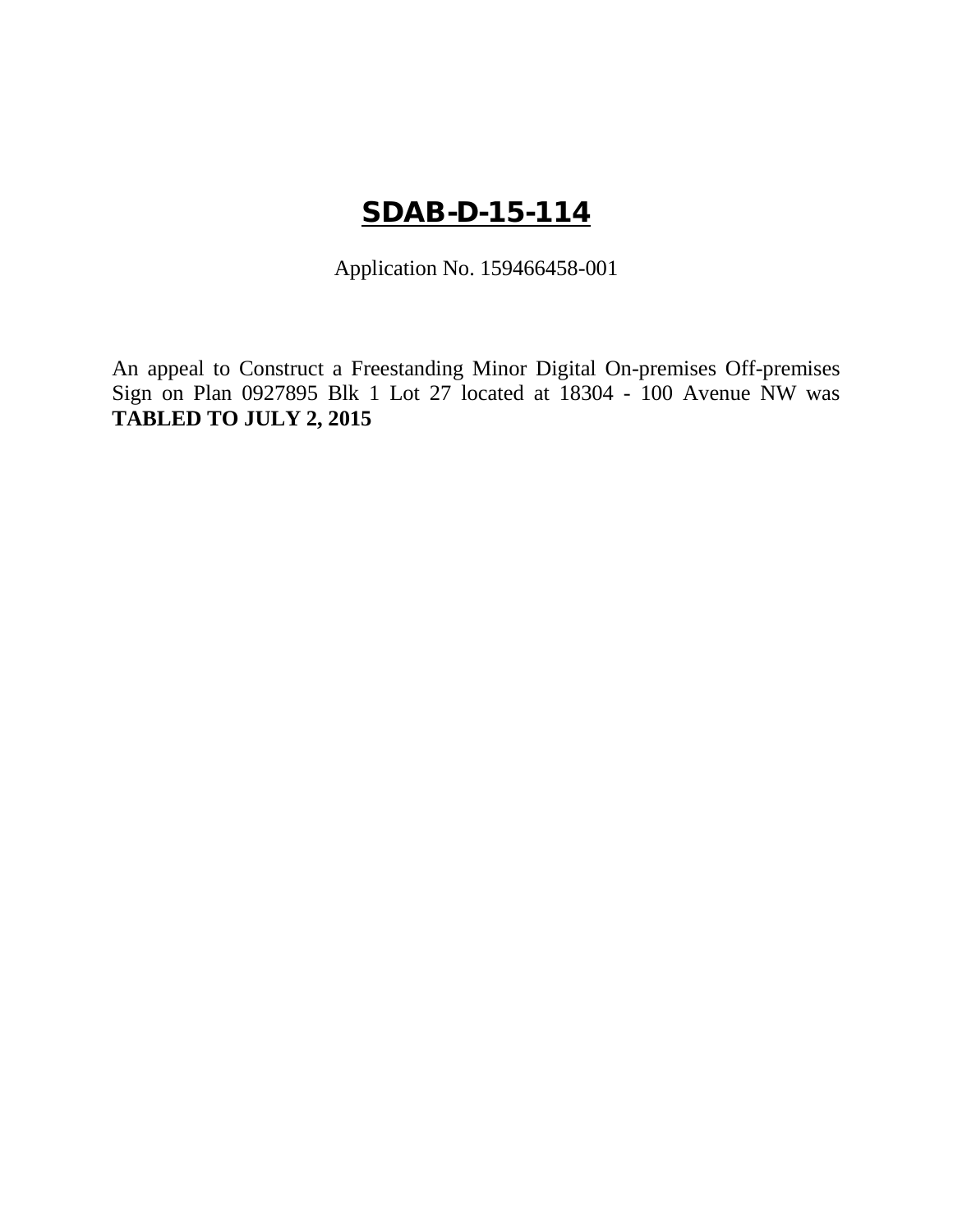# SDAB-D-15-114

Application No. 159466458-001

An appeal to Construct a Freestanding Minor Digital On-premises Off-premises Sign on Plan 0927895 Blk 1 Lot 27 located at 18304 - 100 Avenue NW was **TABLED TO JULY 2, 2015**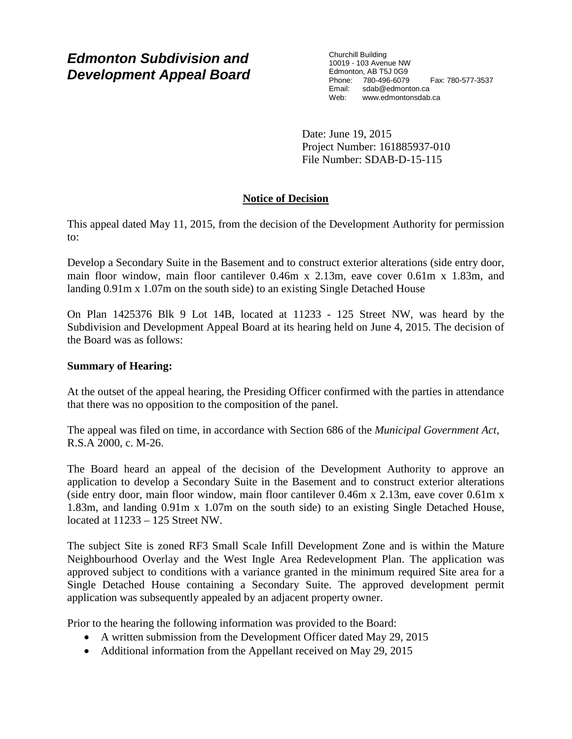# Edmonton Subdivision and Development Appeal Board

Churchill Building
10019 - 103 Avenue NW
Edmonton, AB T5J 0G9
Phone: 780-496-6079 Fax: 780-577-3537
Email: sdab@edmonton.ca
Web: www.edmontonsdab.ca

Date: June 19, 2015
Project Number: 161885937-010
File Number: SDAB-D-15-115

## Notice of Decision

This appeal dated May 11, 2015, from the decision of the Development Authority for permission to:

Develop a Secondary Suite in the Basement and to construct exterior alterations (side entry door, main floor window, main floor cantilever 0.46m x 2.13m, eave cover 0.61m x 1.83m, and landing 0.91m x 1.07m on the south side) to an existing Single Detached House

On Plan 1425376 Blk 9 Lot 14B, located at 11233 - 125 Street NW, was heard by the Subdivision and Development Appeal Board at its hearing held on June 4, 2015. The decision of the Board was as follows:

**Summary of Hearing:**

At the outset of the appeal hearing, the Presiding Officer confirmed with the parties in attendance that there was no opposition to the composition of the panel.

The appeal was filed on time, in accordance with Section 686 of the *Municipal Government Act*, R.S.A 2000, c. M-26.

The Board heard an appeal of the decision of the Development Authority to approve an application to develop a Secondary Suite in the Basement and to construct exterior alterations (side entry door, main floor window, main floor cantilever 0.46m x 2.13m, eave cover 0.61m x 1.83m, and landing 0.91m x 1.07m on the south side) to an existing Single Detached House, located at 11233 – 125 Street NW.

The subject Site is zoned RF3 Small Scale Infill Development Zone and is within the Mature Neighbourhood Overlay and the West Ingle Area Redevelopment Plan. The application was approved subject to conditions with a variance granted in the minimum required Site area for a Single Detached House containing a Secondary Suite. The approved development permit application was subsequently appealed by an adjacent property owner.

Prior to the hearing the following information was provided to the Board:

- A written submission from the Development Officer dated May 29, 2015
- Additional information from the Appellant received on May 29, 2015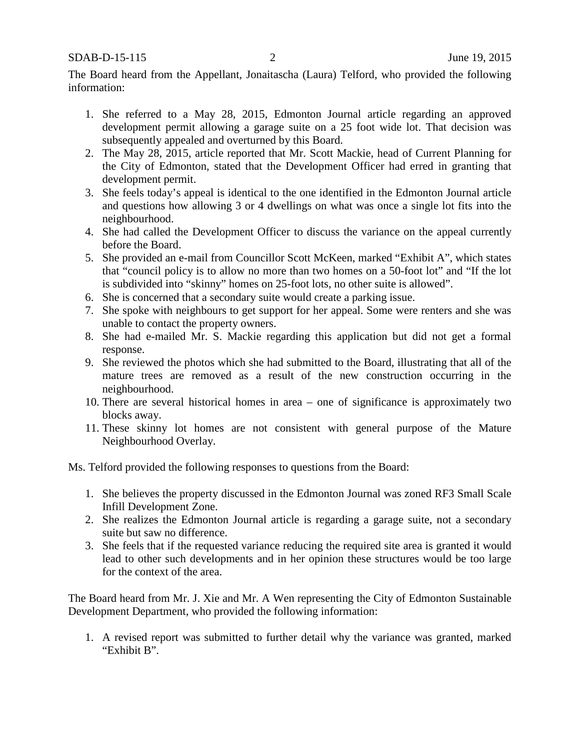The Board heard from the Appellant, Jonaitascha (Laura) Telford, who provided the following information:

1. She referred to a May 28, 2015, Edmonton Journal article regarding an approved development permit allowing a garage suite on a 25 foot wide lot. That decision was subsequently appealed and overturned by this Board.
2. The May 28, 2015, article reported that Mr. Scott Mackie, head of Current Planning for the City of Edmonton, stated that the Development Officer had erred in granting that development permit.
3. She feels today's appeal is identical to the one identified in the Edmonton Journal article and questions how allowing 3 or 4 dwellings on what was once a single lot fits into the neighbourhood.
4. She had called the Development Officer to discuss the variance on the appeal currently before the Board.
5. She provided an e-mail from Councillor Scott McKeen, marked "Exhibit A", which states that "council policy is to allow no more than two homes on a 50-foot lot" and "If the lot is subdivided into "skinny" homes on 25-foot lots, no other suite is allowed".
6. She is concerned that a secondary suite would create a parking issue.
7. She spoke with neighbours to get support for her appeal. Some were renters and she was unable to contact the property owners.
8. She had e-mailed Mr. S. Mackie regarding this application but did not get a formal response.
9. She reviewed the photos which she had submitted to the Board, illustrating that all of the mature trees are removed as a result of the new construction occurring in the neighbourhood.
10. There are several historical homes in area – one of significance is approximately two blocks away.
11. These skinny lot homes are not consistent with general purpose of the Mature Neighbourhood Overlay.

Ms. Telford provided the following responses to questions from the Board:

1. She believes the property discussed in the Edmonton Journal was zoned RF3 Small Scale Infill Development Zone.
2. She realizes the Edmonton Journal article is regarding a garage suite, not a secondary suite but saw no difference.
3. She feels that if the requested variance reducing the required site area is granted it would lead to other such developments and in her opinion these structures would be too large for the context of the area.

The Board heard from Mr. J. Xie and Mr. A Wen representing the City of Edmonton Sustainable Development Department, who provided the following information:

1. A revised report was submitted to further detail why the variance was granted, marked "Exhibit B".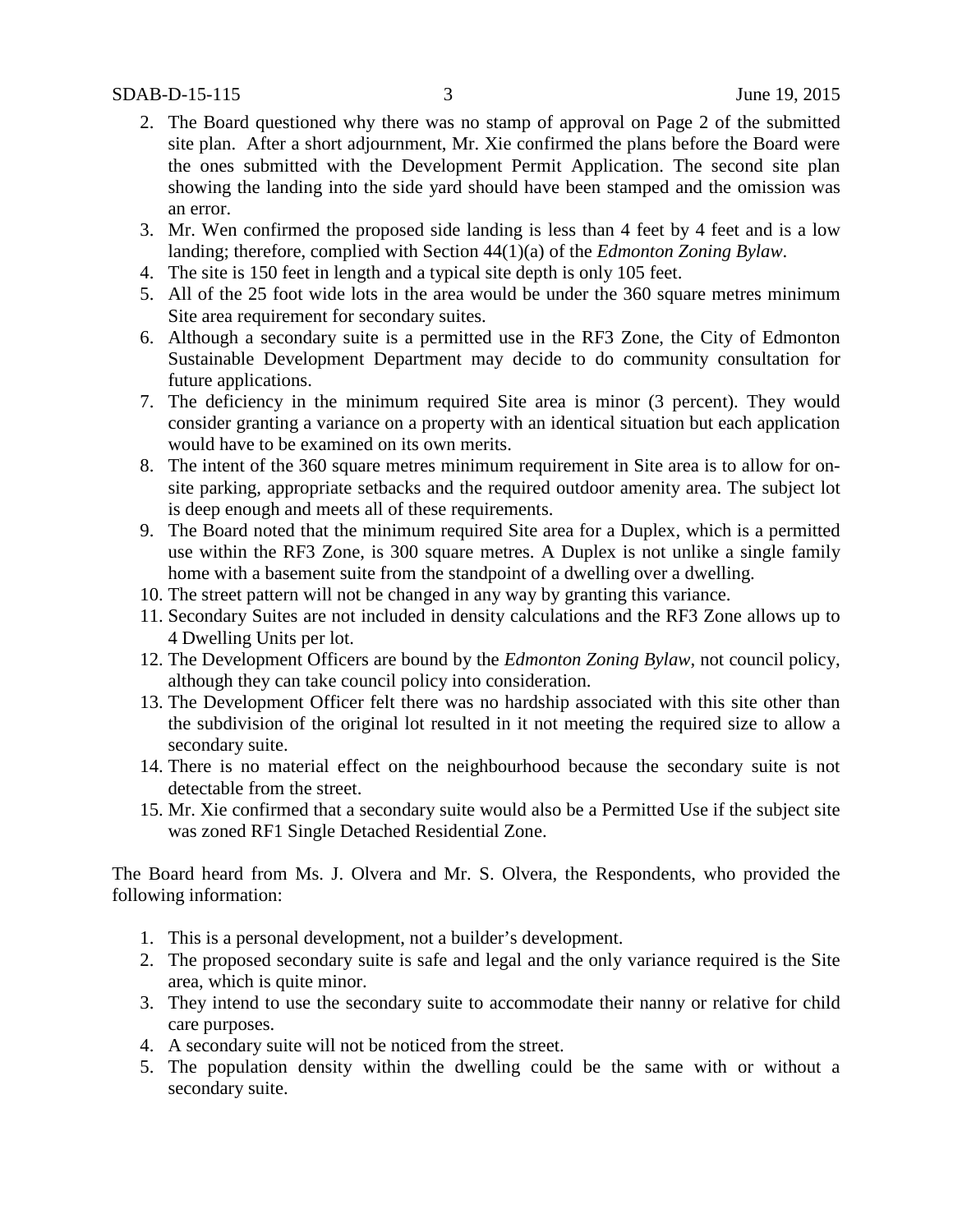2. The Board questioned why there was no stamp of approval on Page 2 of the submitted site plan. After a short adjournment, Mr. Xie confirmed the plans before the Board were the ones submitted with the Development Permit Application. The second site plan showing the landing into the side yard should have been stamped and the omission was an error.
3. Mr. Wen confirmed the proposed side landing is less than 4 feet by 4 feet and is a low landing; therefore, complied with Section 44(1)(a) of the *Edmonton Zoning Bylaw*.
4. The site is 150 feet in length and a typical site depth is only 105 feet.
5. All of the 25 foot wide lots in the area would be under the 360 square metres minimum Site area requirement for secondary suites.
6. Although a secondary suite is a permitted use in the RF3 Zone, the City of Edmonton Sustainable Development Department may decide to do community consultation for future applications.
7. The deficiency in the minimum required Site area is minor (3 percent). They would consider granting a variance on a property with an identical situation but each application would have to be examined on its own merits.
8. The intent of the 360 square metres minimum requirement in Site area is to allow for on-site parking, appropriate setbacks and the required outdoor amenity area. The subject lot is deep enough and meets all of these requirements.
9. The Board noted that the minimum required Site area for a Duplex, which is a permitted use within the RF3 Zone, is 300 square metres. A Duplex is not unlike a single family home with a basement suite from the standpoint of a dwelling over a dwelling.
10. The street pattern will not be changed in any way by granting this variance.
11. Secondary Suites are not included in density calculations and the RF3 Zone allows up to 4 Dwelling Units per lot.
12. The Development Officers are bound by the *Edmonton Zoning Bylaw*, not council policy, although they can take council policy into consideration.
13. The Development Officer felt there was no hardship associated with this site other than the subdivision of the original lot resulted in it not meeting the required size to allow a secondary suite.
14. There is no material effect on the neighbourhood because the secondary suite is not detectable from the street.
15. Mr. Xie confirmed that a secondary suite would also be a Permitted Use if the subject site was zoned RF1 Single Detached Residential Zone.

The Board heard from Ms. J. Olvera and Mr. S. Olvera, the Respondents, who provided the following information:

1. This is a personal development, not a builder's development.
2. The proposed secondary suite is safe and legal and the only variance required is the Site area, which is quite minor.
3. They intend to use the secondary suite to accommodate their nanny or relative for child care purposes.
4. A secondary suite will not be noticed from the street.
5. The population density within the dwelling could be the same with or without a secondary suite.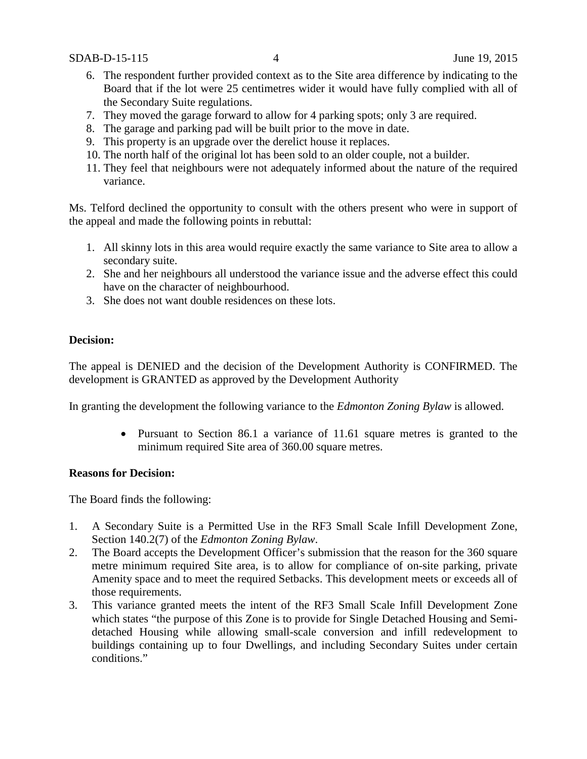6. The respondent further provided context as to the Site area difference by indicating to the Board that if the lot were 25 centimetres wider it would have fully complied with all of the Secondary Suite regulations.
7. They moved the garage forward to allow for 4 parking spots; only 3 are required.
8. The garage and parking pad will be built prior to the move in date.
9. This property is an upgrade over the derelict house it replaces.
10. The north half of the original lot has been sold to an older couple, not a builder.
11. They feel that neighbours were not adequately informed about the nature of the required variance.

Ms. Telford declined the opportunity to consult with the others present who were in support of the appeal and made the following points in rebuttal:

1. All skinny lots in this area would require exactly the same variance to Site area to allow a secondary suite.
2. She and her neighbours all understood the variance issue and the adverse effect this could have on the character of neighbourhood.
3. She does not want double residences on these lots.

**Decision:**

The appeal is DENIED and the decision of the Development Authority is CONFIRMED. The development is GRANTED as approved by the Development Authority

In granting the development the following variance to the *Edmonton Zoning Bylaw* is allowed.

- Pursuant to Section 86.1 a variance of 11.61 square metres is granted to the minimum required Site area of 360.00 square metres.

**Reasons for Decision:**

The Board finds the following:

1. A Secondary Suite is a Permitted Use in the RF3 Small Scale Infill Development Zone, Section 140.2(7) of the *Edmonton Zoning Bylaw*.
2. The Board accepts the Development Officer's submission that the reason for the 360 square metre minimum required Site area, is to allow for compliance of on-site parking, private Amenity space and to meet the required Setbacks. This development meets or exceeds all of those requirements.
3. This variance granted meets the intent of the RF3 Small Scale Infill Development Zone which states "the purpose of this Zone is to provide for Single Detached Housing and Semi-detached Housing while allowing small-scale conversion and infill redevelopment to buildings containing up to four Dwellings, and including Secondary Suites under certain conditions."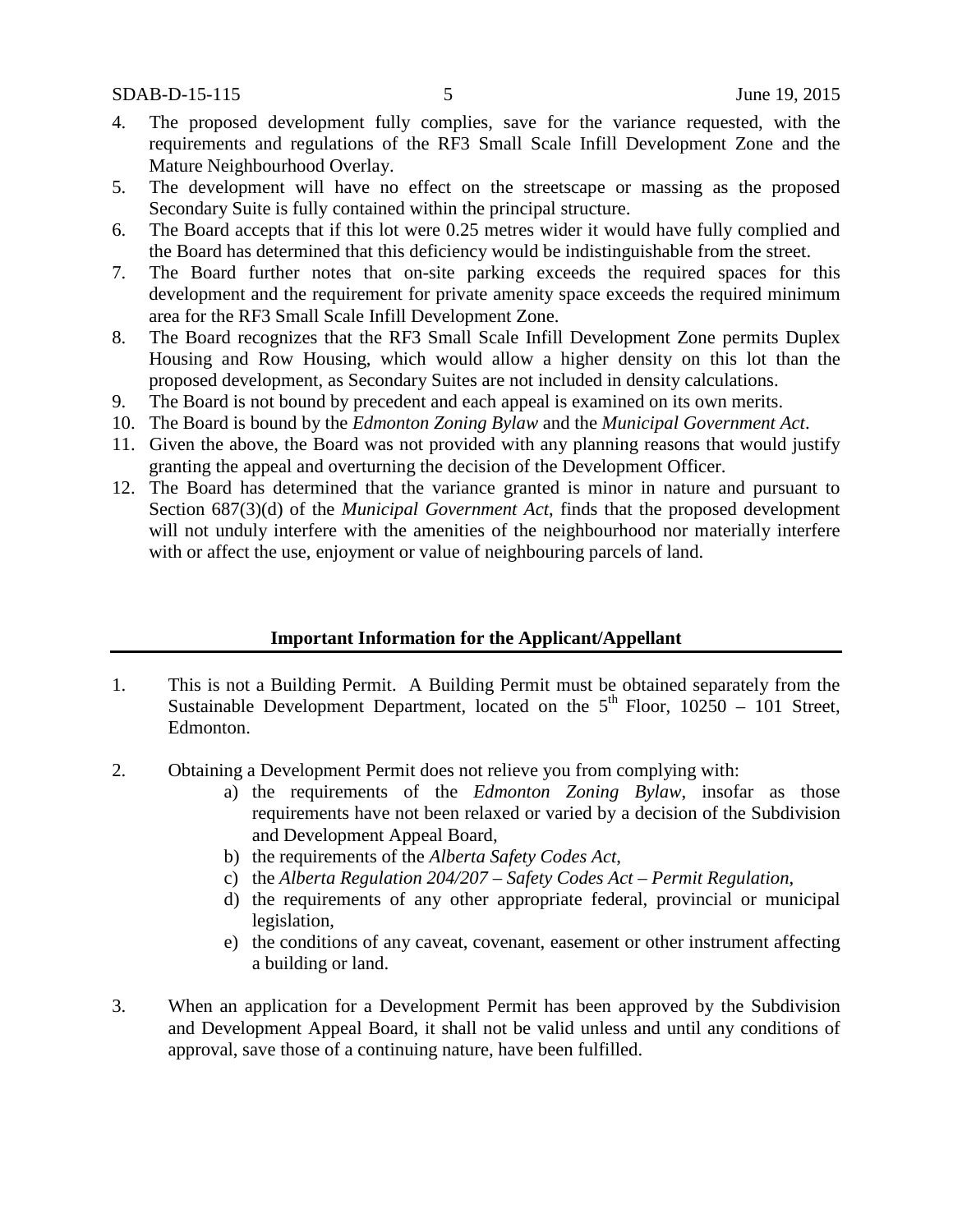4. The proposed development fully complies, save for the variance requested, with the requirements and regulations of the RF3 Small Scale Infill Development Zone and the Mature Neighbourhood Overlay.
5. The development will have no effect on the streetscape or massing as the proposed Secondary Suite is fully contained within the principal structure.
6. The Board accepts that if this lot were 0.25 metres wider it would have fully complied and the Board has determined that this deficiency would be indistinguishable from the street.
7. The Board further notes that on-site parking exceeds the required spaces for this development and the requirement for private amenity space exceeds the required minimum area for the RF3 Small Scale Infill Development Zone.
8. The Board recognizes that the RF3 Small Scale Infill Development Zone permits Duplex Housing and Row Housing, which would allow a higher density on this lot than the proposed development, as Secondary Suites are not included in density calculations.
9. The Board is not bound by precedent and each appeal is examined on its own merits.
10. The Board is bound by the *Edmonton Zoning Bylaw* and the *Municipal Government Act*.
11. Given the above, the Board was not provided with any planning reasons that would justify granting the appeal and overturning the decision of the Development Officer.
12. The Board has determined that the variance granted is minor in nature and pursuant to Section 687(3)(d) of the *Municipal Government Act*, finds that the proposed development will not unduly interfere with the amenities of the neighbourhood nor materially interfere with or affect the use, enjoyment or value of neighbouring parcels of land.

**Important Information for the Applicant/Appellant**

1. This is not a Building Permit. A Building Permit must be obtained separately from the Sustainable Development Department, located on the 5th Floor, 10250 – 101 Street, Edmonton.

2. Obtaining a Development Permit does not relieve you from complying with:
   a) the requirements of the *Edmonton Zoning Bylaw*, insofar as those requirements have not been relaxed or varied by a decision of the Subdivision and Development Appeal Board,
   b) the requirements of the *Alberta Safety Codes Act*,
   c) the *Alberta Regulation 204/207 – Safety Codes Act – Permit Regulation*,
   d) the requirements of any other appropriate federal, provincial or municipal legislation,
   e) the conditions of any caveat, covenant, easement or other instrument affecting a building or land.

3. When an application for a Development Permit has been approved by the Subdivision and Development Appeal Board, it shall not be valid unless and until any conditions of approval, save those of a continuing nature, have been fulfilled.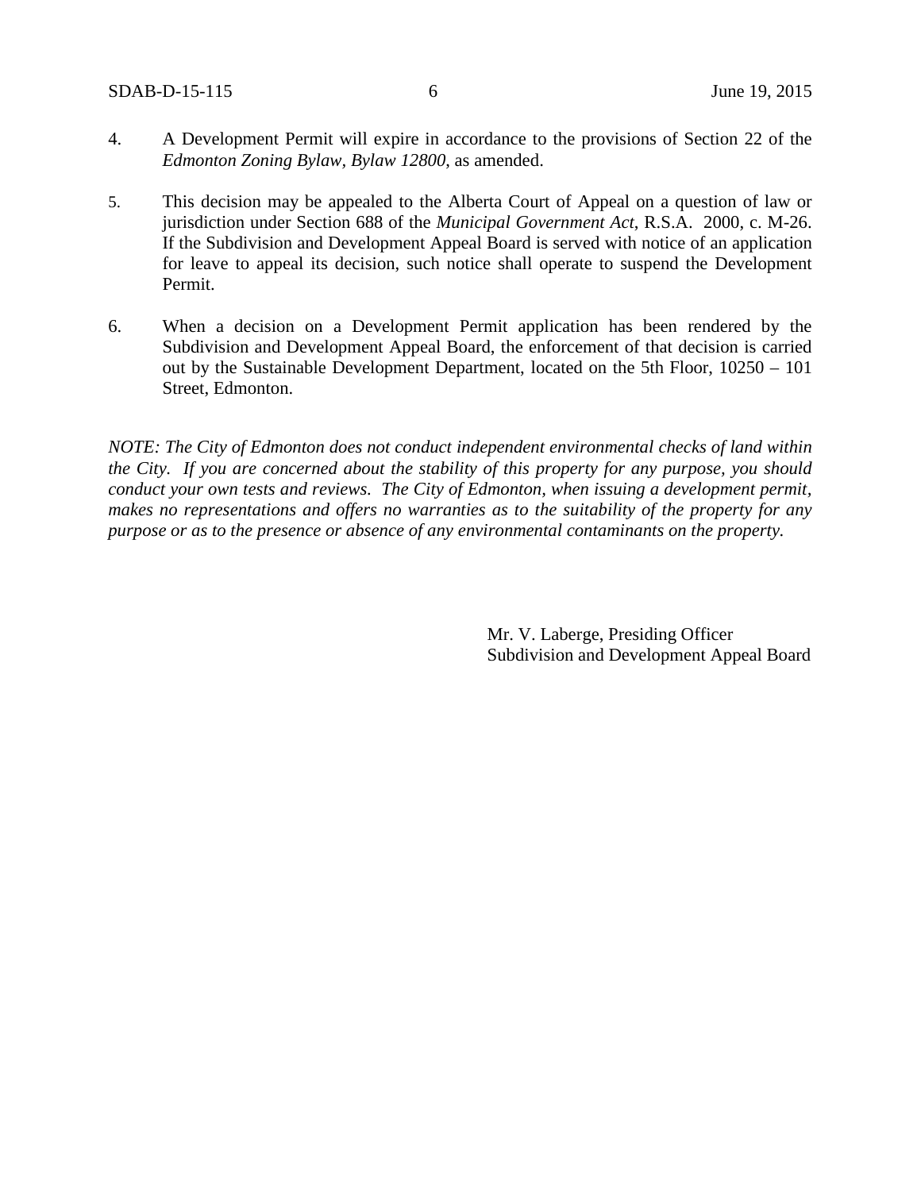4. A Development Permit will expire in accordance to the provisions of Section 22 of the *Edmonton Zoning Bylaw, Bylaw 12800*, as amended.

5. This decision may be appealed to the Alberta Court of Appeal on a question of law or jurisdiction under Section 688 of the *Municipal Government Act*, R.S.A. 2000, c. M-26. If the Subdivision and Development Appeal Board is served with notice of an application for leave to appeal its decision, such notice shall operate to suspend the Development Permit.

6. When a decision on a Development Permit application has been rendered by the Subdivision and Development Appeal Board, the enforcement of that decision is carried out by the Sustainable Development Department, located on the 5th Floor, 10250 – 101 Street, Edmonton.

*NOTE: The City of Edmonton does not conduct independent environmental checks of land within the City. If you are concerned about the stability of this property for any purpose, you should conduct your own tests and reviews. The City of Edmonton, when issuing a development permit, makes no representations and offers no warranties as to the suitability of the property for any purpose or as to the presence or absence of any environmental contaminants on the property.*

Mr. V. Laberge, Presiding Officer
Subdivision and Development Appeal Board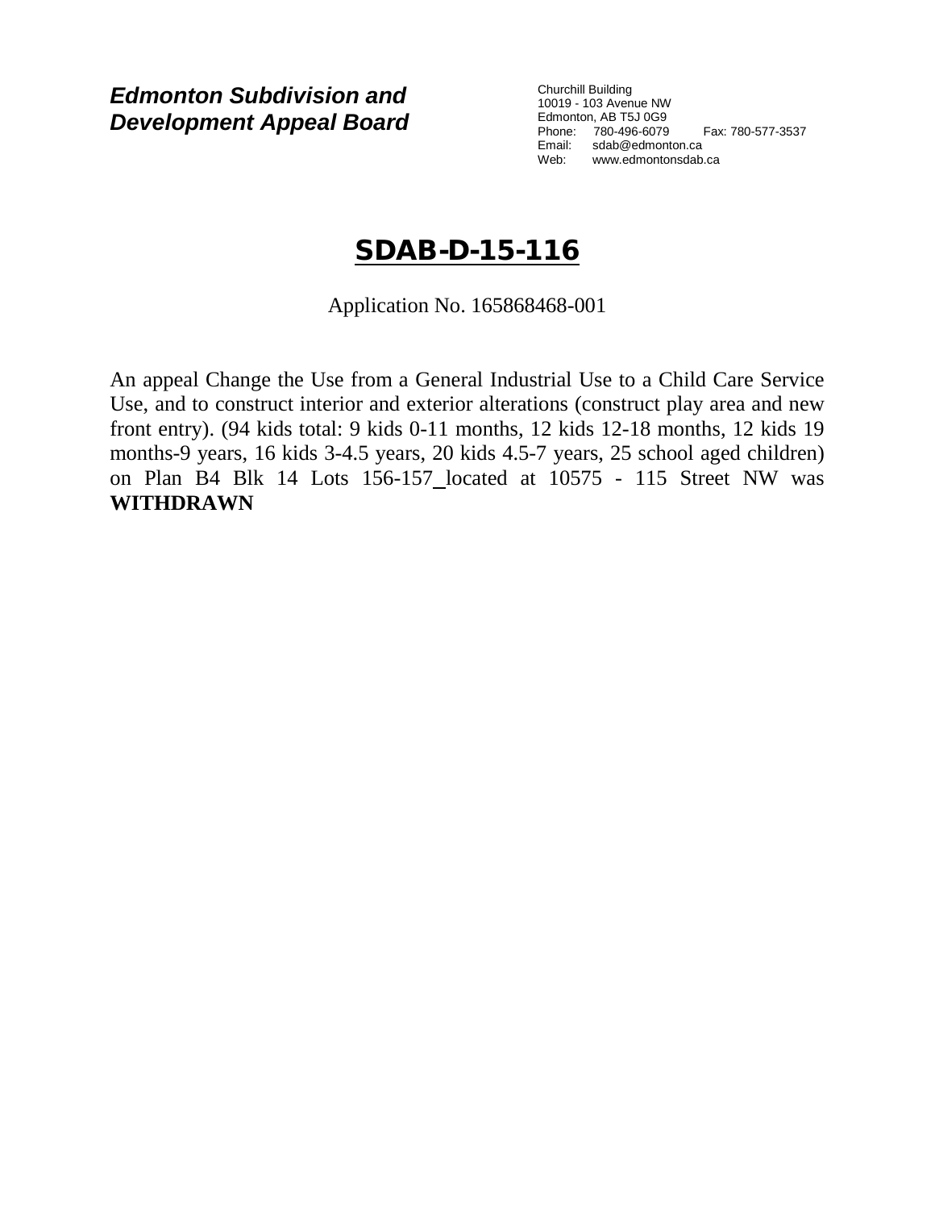***Edmonton Subdivision and Development Appeal Board***

Churchill Building
10019 - 103 Avenue NW
Edmonton, AB T5J 0G9
Phone: 780-496-6079 Fax: 780-577-3537
Email: sdab@edmonton.ca
Web: www.edmontonsdab.ca

# SDAB-D-15-116

Application No. 165868468-001

An appeal Change the Use from a General Industrial Use to a Child Care Service Use, and to construct interior and exterior alterations (construct play area and new front entry). (94 kids total: 9 kids 0-11 months, 12 kids 12-18 months, 12 kids 19 months-9 years, 16 kids 3-4.5 years, 20 kids 4.5-7 years, 25 school aged children) on Plan B4 Blk 14 Lots 156-157 located at 10575 - 115 Street NW was **WITHDRAWN**